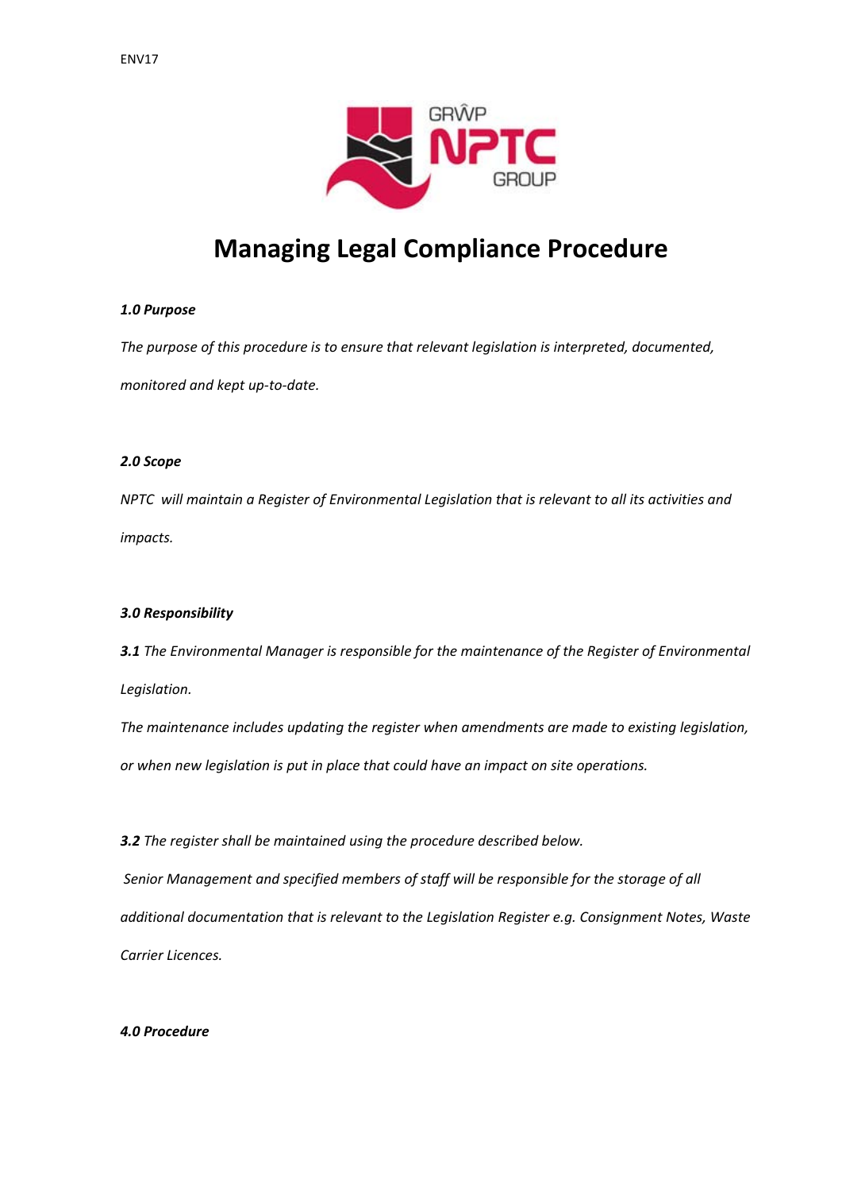ENV17

# Managing Legal Compliance Procedure

***1.0 Purpose***

*The purpose of this procedure is to ensure that relevant legislation is interpreted, documented, monitored and kept up-to-date.*

***2.0 Scope***

*NPTC will maintain a Register of Environmental Legislation that is relevant to all its activities and impacts.*

***3.0 Responsibility***

***3.1*** *The Environmental Manager is responsible for the maintenance of the Register of Environmental Legislation.*

*The maintenance includes updating the register when amendments are made to existing legislation, or when new legislation is put in place that could have an impact on site operations.*

***3.2*** *The register shall be maintained using the procedure described below.*

*Senior Management and specified members of staff will be responsible for the storage of all additional documentation that is relevant to the Legislation Register e.g. Consignment Notes, Waste Carrier Licences.*

***4.0 Procedure***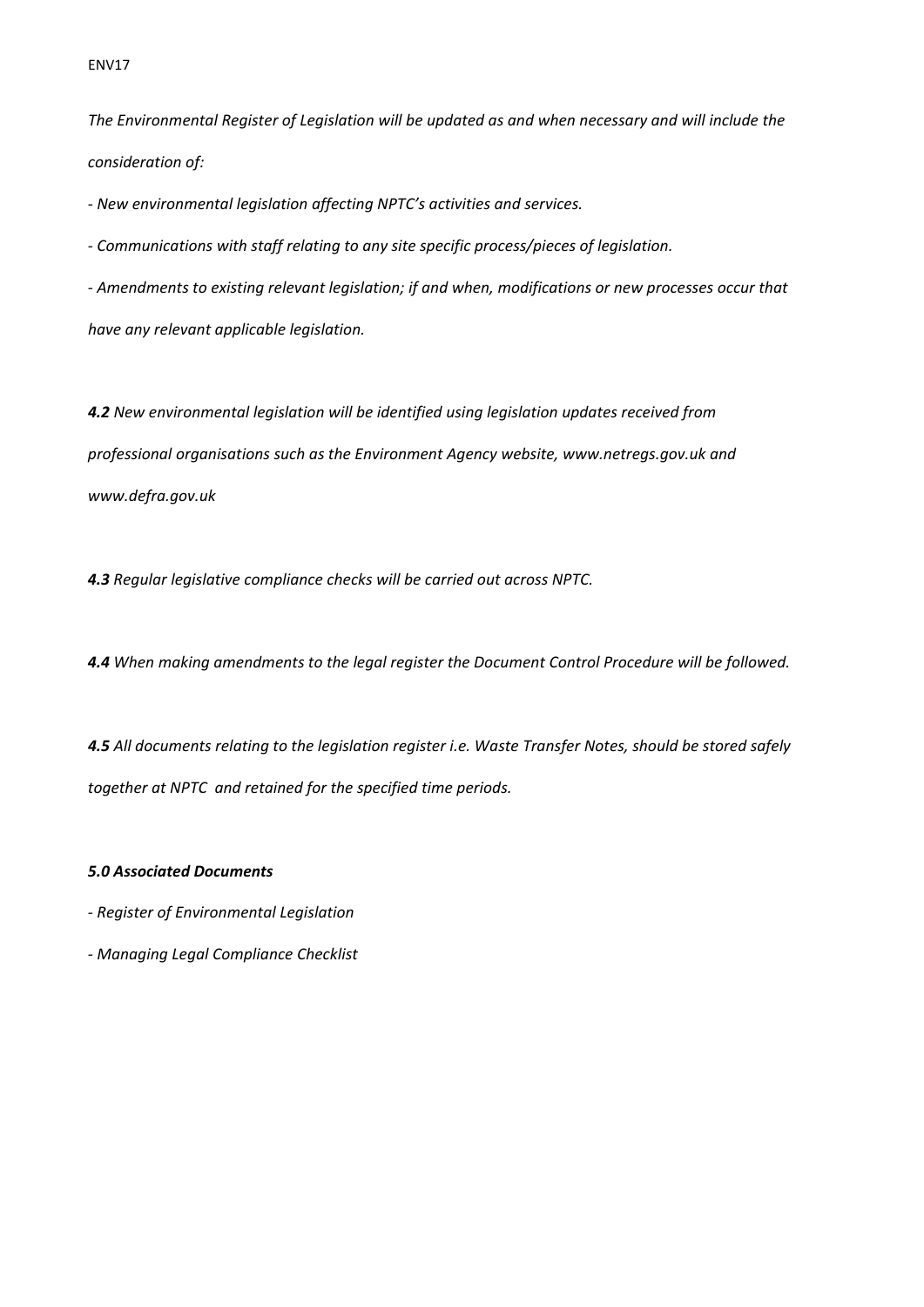*The Environmental Register of Legislation will be updated as and when necessary and will include the consideration of:*

*- New environmental legislation affecting NPTC's activities and services.*

*- Communications with staff relating to any site specific process/pieces of legislation.*

*- Amendments to existing relevant legislation; if and when, modifications or new processes occur that have any relevant applicable legislation.*

***4.2*** *New environmental legislation will be identified using legislation updates received from professional organisations such as the Environment Agency website, www.netregs.gov.uk and www.defra.gov.uk*

***4.3*** *Regular legislative compliance checks will be carried out across NPTC.*

***4.4*** *When making amendments to the legal register the Document Control Procedure will be followed.*

***4.5*** *All documents relating to the legislation register i.e. Waste Transfer Notes, should be stored safely together at NPTC and retained for the specified time periods.*

### *5.0 Associated Documents*

*- Register of Environmental Legislation*

*- Managing Legal Compliance Checklist*